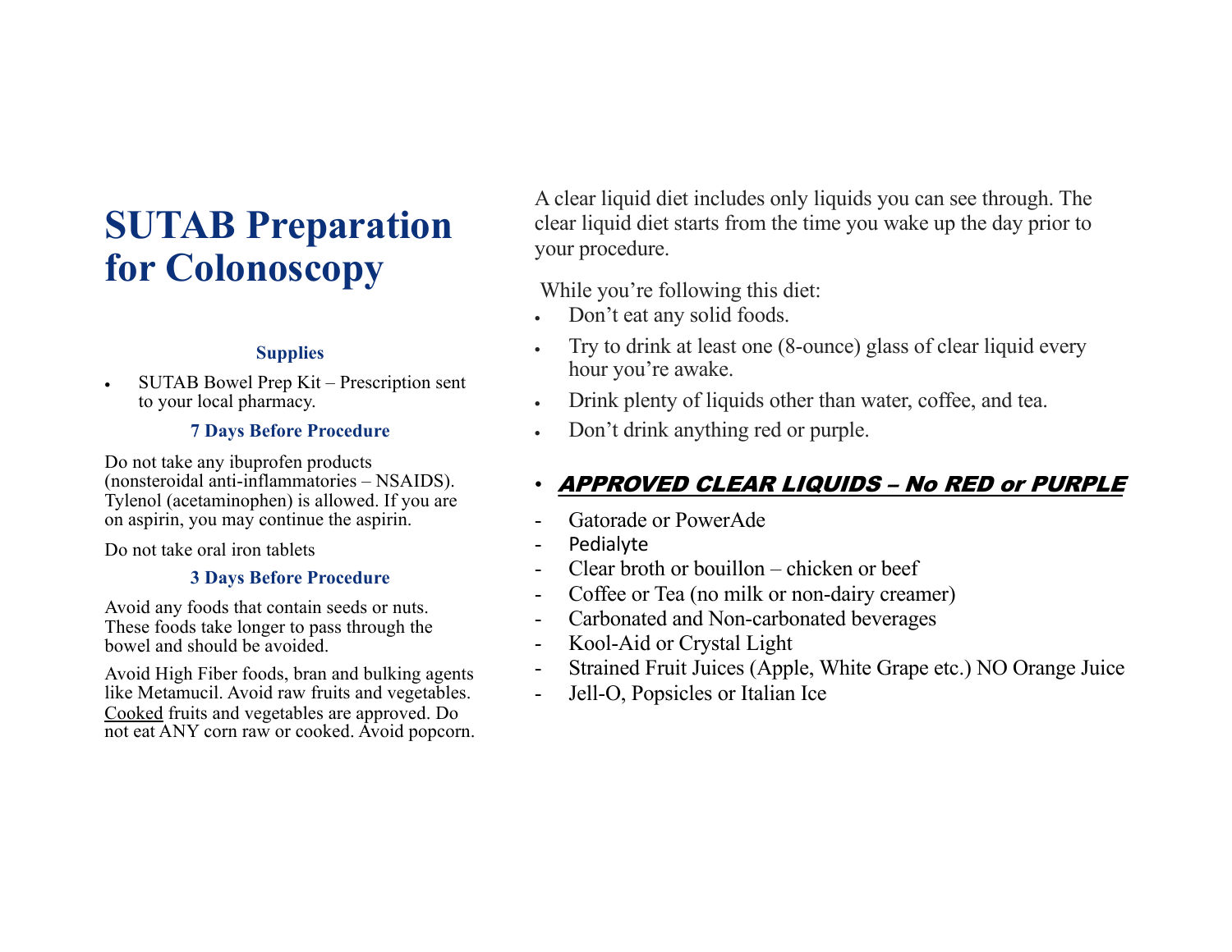# SUTAB Preparation for Colonoscopy

### Supplies

- SUTAB Bowel Prep Kit – Prescription sent to your local pharmacy.

### 7 Days Before Procedure

Do not take any ibuprofen products (nonsteroidal anti-inflammatories – NSAIDS). Tylenol (acetaminophen) is allowed. If you are on aspirin, you may continue the aspirin.

Do not take oral iron tablets

### 3 Days Before Procedure

Avoid any foods that contain seeds or nuts. These foods take longer to pass through the bowel and should be avoided.

Avoid High Fiber foods, bran and bulking agents like Metamucil. Avoid raw fruits and vegetables. <u>Cooked</u> fruits and vegetables are approved. Do not eat ANY corn raw or cooked. Avoid popcorn.

A clear liquid diet includes only liquids you can see through. The clear liquid diet starts from the time you wake up the day prior to your procedure.

While you're following this diet:

- Don't eat any solid foods.
- Try to drink at least one (8-ounce) glass of clear liquid every hour you're awake.
- Drink plenty of liquids other than water, coffee, and tea.
- Don't drink anything red or purple.

- ***<u>APPROVED CLEAR LIQUIDS – No RED or PURPLE</u>***

- Gatorade or PowerAde
- Pedialyte
- Clear broth or bouillon – chicken or beef
- Coffee or Tea (no milk or non-dairy creamer)
- Carbonated and Non-carbonated beverages
- Kool-Aid or Crystal Light
- Strained Fruit Juices (Apple, White Grape etc.) NO Orange Juice
- Jell-O, Popsicles or Italian Ice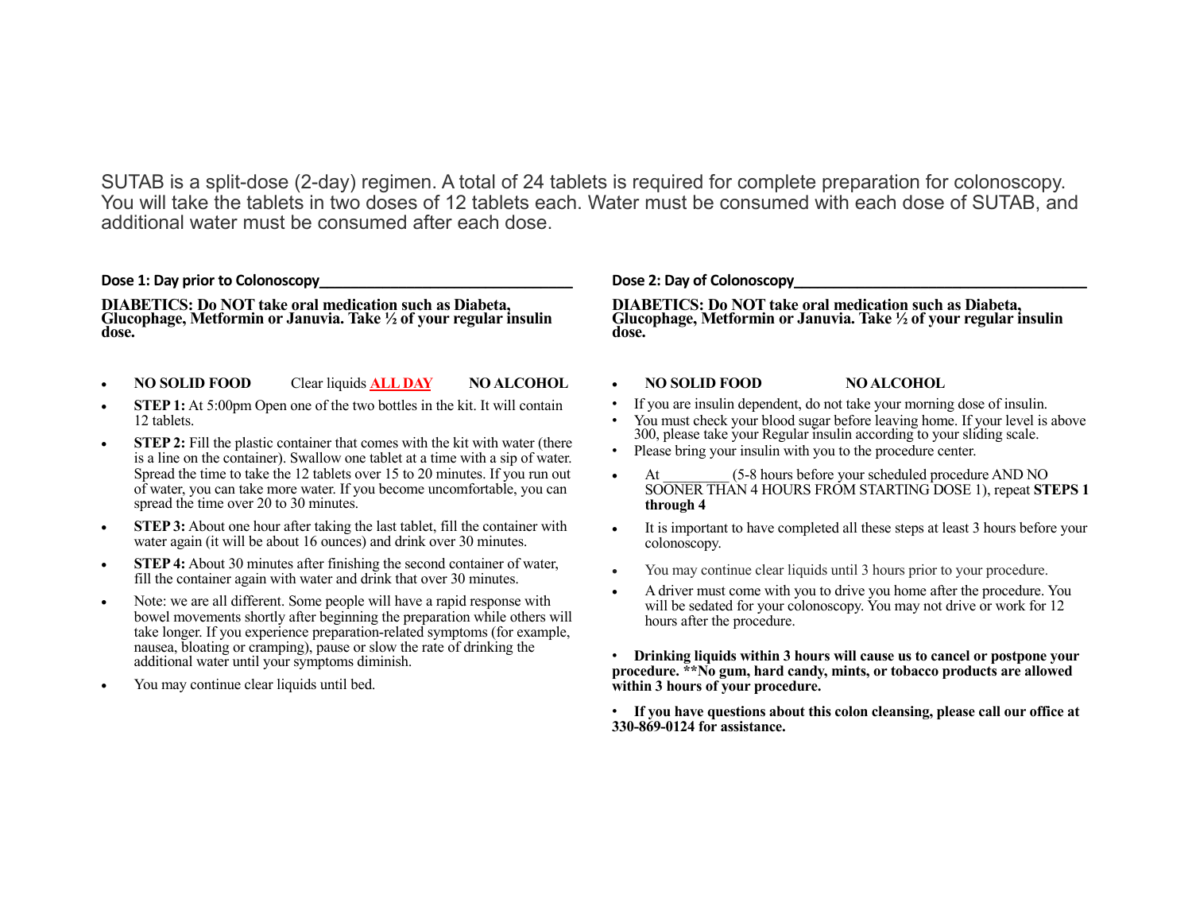SUTAB is a split-dose (2-day) regimen. A total of 24 tablets is required for complete preparation for colonoscopy. You will take the tablets in two doses of 12 tablets each. Water must be consumed with each dose of SUTAB, and additional water must be consumed after each dose.

**Dose 1: Day prior to Colonoscopy______________________________**

**DIABETICS: Do NOT take oral medication such as Diabeta, Glucophage, Metformin or Januvia. Take ½ of your regular insulin dose.**

- **NO SOLID FOOD** Clear liquids **ALL DAY** **NO ALCOHOL**
- **STEP 1:** At 5:00pm Open one of the two bottles in the kit. It will contain 12 tablets.
- **STEP 2:** Fill the plastic container that comes with the kit with water (there is a line on the container). Swallow one tablet at a time with a sip of water. Spread the time to take the 12 tablets over 15 to 20 minutes. If you run out of water, you can take more water. If you become uncomfortable, you can spread the time over 20 to 30 minutes.
- **STEP 3:** About one hour after taking the last tablet, fill the container with water again (it will be about 16 ounces) and drink over 30 minutes.
- **STEP 4:** About 30 minutes after finishing the second container of water, fill the container again with water and drink that over 30 minutes.
- Note: we are all different. Some people will have a rapid response with bowel movements shortly after beginning the preparation while others will take longer. If you experience preparation-related symptoms (for example, nausea, bloating or cramping), pause or slow the rate of drinking the additional water until your symptoms diminish.
- You may continue clear liquids until bed.

**Dose 2: Day of Colonoscopy___________________________________**

**DIABETICS: Do NOT take oral medication such as Diabeta, Glucophage, Metformin or Januvia. Take ½ of your regular insulin dose.**

- **NO SOLID FOOD** **NO ALCOHOL**
- If you are insulin dependent, do not take your morning dose of insulin.
- You must check your blood sugar before leaving home. If your level is above 300, please take your Regular insulin according to your sliding scale.
- Please bring your insulin with you to the procedure center.
- At ________ (5-8 hours before your scheduled procedure AND NO SOONER THAN 4 HOURS FROM STARTING DOSE 1), repeat **STEPS 1 through 4**
- It is important to have completed all these steps at least 3 hours before your colonoscopy.
- You may continue clear liquids until 3 hours prior to your procedure.
- A driver must come with you to drive you home after the procedure. You will be sedated for your colonoscopy. You may not drive or work for 12 hours after the procedure.

- **Drinking liquids within 3 hours will cause us to cancel or postpone your procedure. **No gum, hard candy, mints, or tobacco products are allowed within 3 hours of your procedure.**

- **If you have questions about this colon cleansing, please call our office at 330-869-0124 for assistance.**